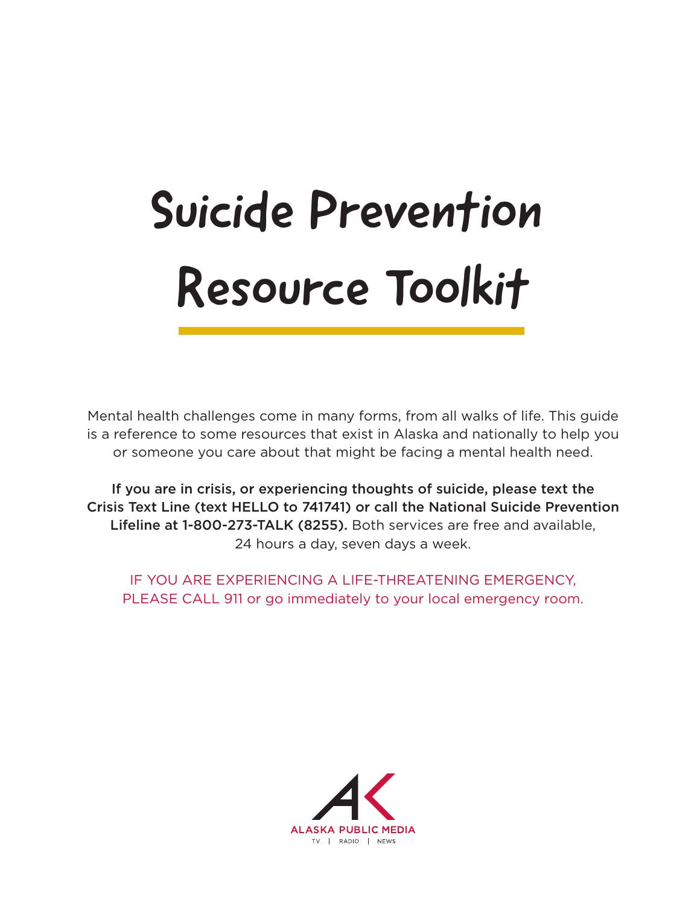# Suicide Prevention Resource Toolkit

Mental health challenges come in many forms, from all walks of life. This guide is a reference to some resources that exist in Alaska and nationally to help you or someone you care about that might be facing a mental health need.

**If you are in crisis, or experiencing thoughts of suicide, please text the Crisis Text Line (text HELLO to 741741) or call the National Suicide Prevention Lifeline at 1-800-273-TALK (8255).** Both services are free and available, 24 hours a day, seven days a week.

IF YOU ARE EXPERIENCING A LIFE-THREATENING EMERGENCY, PLEASE CALL 911 or go immediately to your local emergency room.

ALASKA PUBLIC MEDIA

TV | RADIO | NEWS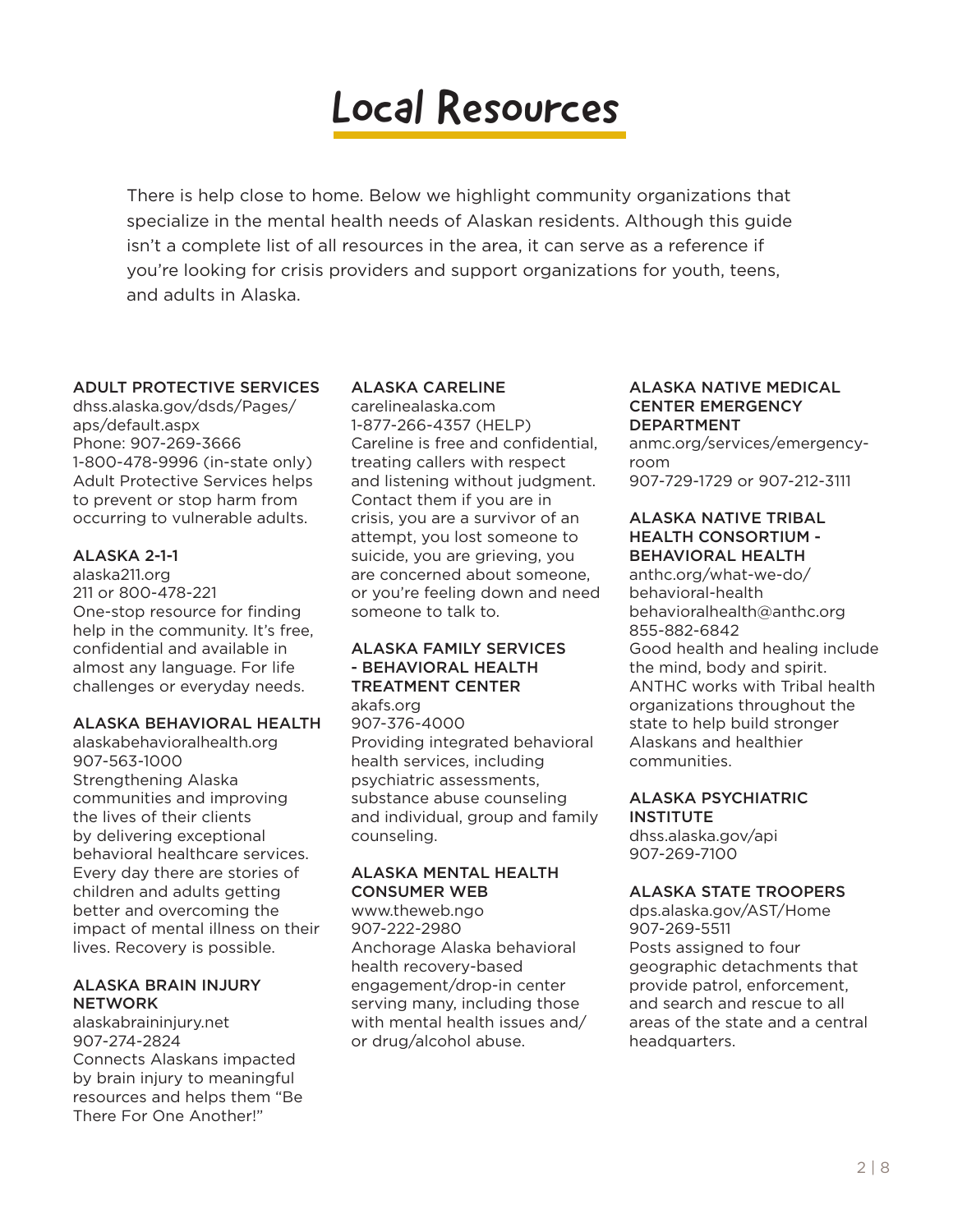# Local Resources

There is help close to home. Below we highlight community organizations that specialize in the mental health needs of Alaskan residents. Although this guide isn't a complete list of all resources in the area, it can serve as a reference if you're looking for crisis providers and support organizations for youth, teens, and adults in Alaska.

### ADULT PROTECTIVE SERVICES

dhss.alaska.gov/dsds/Pages/aps/default.aspx
Phone: 907-269-3666
1-800-478-9996 (in-state only)
Adult Protective Services helps to prevent or stop harm from occurring to vulnerable adults.

### ALASKA 2-1-1

alaska211.org
211 or 800-478-221
One-stop resource for finding help in the community. It's free, confidential and available in almost any language. For life challenges or everyday needs.

### ALASKA BEHAVIORAL HEALTH

alaskabehavioralhealth.org
907-563-1000
Strengthening Alaska communities and improving the lives of their clients by delivering exceptional behavioral healthcare services. Every day there are stories of children and adults getting better and overcoming the impact of mental illness on their lives. Recovery is possible.

### ALASKA BRAIN INJURY NETWORK

alaskabraininjury.net
907-274-2824
Connects Alaskans impacted by brain injury to meaningful resources and helps them "Be There For One Another!"

### ALASKA CARELINE

carelinealaska.com
1-877-266-4357 (HELP)
Careline is free and confidential, treating callers with respect and listening without judgment. Contact them if you are in crisis, you are a survivor of an attempt, you lost someone to suicide, you are grieving, you are concerned about someone, or you're feeling down and need someone to talk to.

### ALASKA FAMILY SERVICES - BEHAVIORAL HEALTH TREATMENT CENTER

akafs.org
907-376-4000
Providing integrated behavioral health services, including psychiatric assessments, substance abuse counseling and individual, group and family counseling.

### ALASKA MENTAL HEALTH CONSUMER WEB

www.theweb.ngo
907-222-2980
Anchorage Alaska behavioral health recovery-based engagement/drop-in center serving many, including those with mental health issues and/or drug/alcohol abuse.

### ALASKA NATIVE MEDICAL CENTER EMERGENCY DEPARTMENT

anmc.org/services/emergency-room
907-729-1729 or 907-212-3111

### ALASKA NATIVE TRIBAL HEALTH CONSORTIUM - BEHAVIORAL HEALTH

anthc.org/what-we-do/behavioral-health
behavioralhealth@anthc.org
855-882-6842
Good health and healing include the mind, body and spirit. ANTHC works with Tribal health organizations throughout the state to help build stronger Alaskans and healthier communities.

### ALASKA PSYCHIATRIC INSTITUTE

dhss.alaska.gov/api
907-269-7100

### ALASKA STATE TROOPERS

dps.alaska.gov/AST/Home
907-269-5511
Posts assigned to four geographic detachments that provide patrol, enforcement, and search and rescue to all areas of the state and a central headquarters.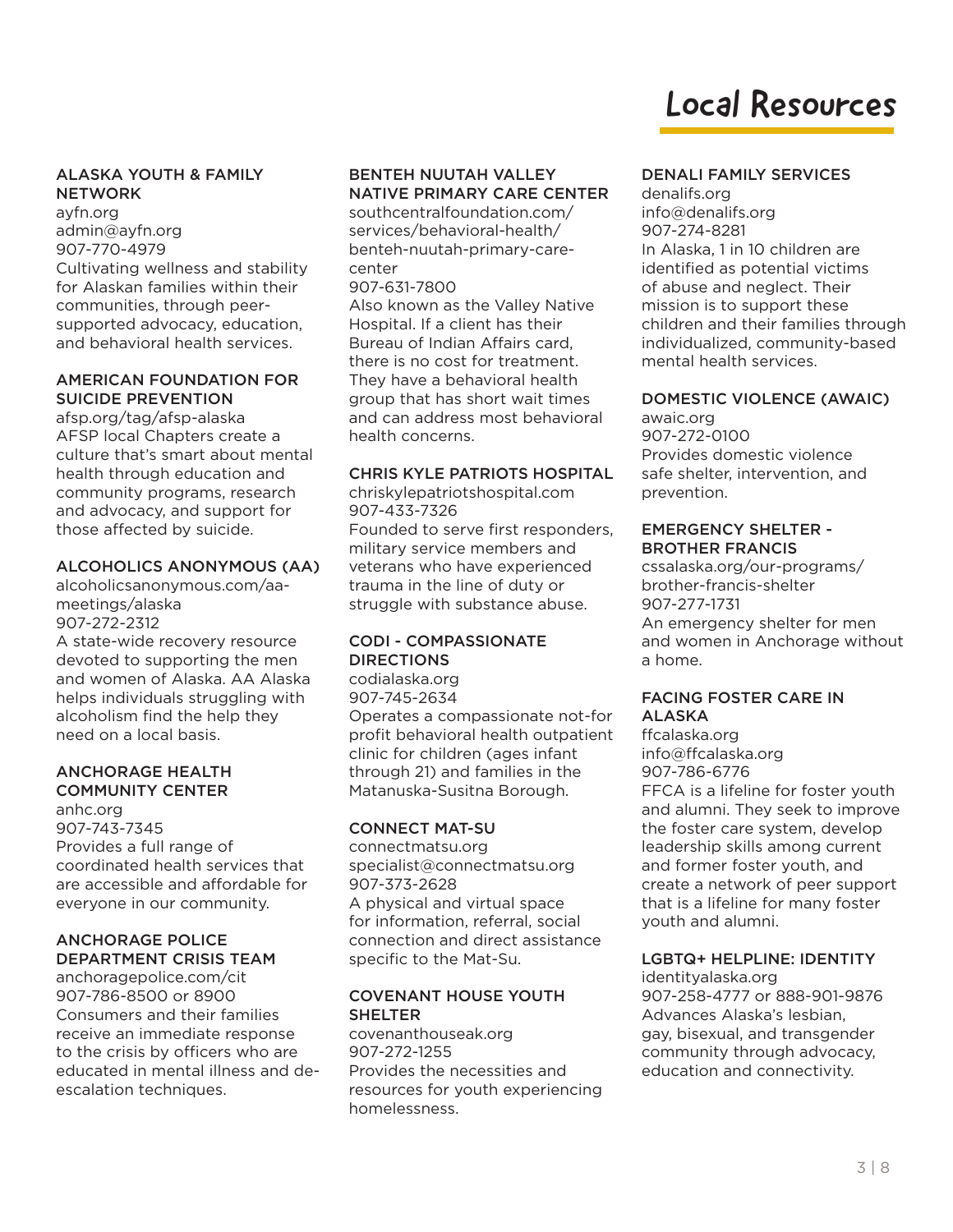# Local Resources

### ALASKA YOUTH & FAMILY NETWORK

ayfn.org
admin@ayfn.org
907-770-4979
Cultivating wellness and stability for Alaskan families within their communities, through peer-supported advocacy, education, and behavioral health services.

### AMERICAN FOUNDATION FOR SUICIDE PREVENTION

afsp.org/tag/afsp-alaska
AFSP local Chapters create a culture that's smart about mental health through education and community programs, research and advocacy, and support for those affected by suicide.

### ALCOHOLICS ANONYMOUS (AA)

alcoholicsanonymous.com/aa-meetings/alaska
907-272-2312
A state-wide recovery resource devoted to supporting the men and women of Alaska. AA Alaska helps individuals struggling with alcoholism find the help they need on a local basis.

### ANCHORAGE HEALTH COMMUNITY CENTER

anhc.org
907-743-7345
Provides a full range of coordinated health services that are accessible and affordable for everyone in our community.

### ANCHORAGE POLICE DEPARTMENT CRISIS TEAM

anchoragepolice.com/cit
907-786-8500 or 8900
Consumers and their families receive an immediate response to the crisis by officers who are educated in mental illness and de-escalation techniques.

### BENTEH NUUTAH VALLEY NATIVE PRIMARY CARE CENTER

southcentralfoundation.com/services/behavioral-health/benteh-nuutah-primary-care-center
907-631-7800
Also known as the Valley Native Hospital. If a client has their Bureau of Indian Affairs card, there is no cost for treatment. They have a behavioral health group that has short wait times and can address most behavioral health concerns.

### CHRIS KYLE PATRIOTS HOSPITAL

chriskylepatriotshospital.com
907-433-7326
Founded to serve first responders, military service members and veterans who have experienced trauma in the line of duty or struggle with substance abuse.

### CODI - COMPASSIONATE DIRECTIONS

codialaska.org
907-745-2634
Operates a compassionate not-for profit behavioral health outpatient clinic for children (ages infant through 21) and families in the Matanuska-Susitna Borough.

### CONNECT MAT-SU

connectmatsu.org
specialist@connectmatsu.org
907-373-2628
A physical and virtual space for information, referral, social connection and direct assistance specific to the Mat-Su.

### COVENANT HOUSE YOUTH SHELTER

covenanthouseak.org
907-272-1255
Provides the necessities and resources for youth experiencing homelessness.

### DENALI FAMILY SERVICES

denalifs.org
info@denalifs.org
907-274-8281
In Alaska, 1 in 10 children are identified as potential victims of abuse and neglect. Their mission is to support these children and their families through individualized, community-based mental health services.

### DOMESTIC VIOLENCE (AWAIC)

awaic.org
907-272-0100
Provides domestic violence safe shelter, intervention, and prevention.

### EMERGENCY SHELTER - BROTHER FRANCIS

cssalaska.org/our-programs/brother-francis-shelter
907-277-1731
An emergency shelter for men and women in Anchorage without a home.

### FACING FOSTER CARE IN ALASKA

ffcalaska.org
info@ffcalaska.org
907-786-6776
FFCA is a lifeline for foster youth and alumni. They seek to improve the foster care system, develop leadership skills among current and former foster youth, and create a network of peer support that is a lifeline for many foster youth and alumni.

### LGBTQ+ HELPLINE: IDENTITY

identityalaska.org
907-258-4777 or 888-901-9876
Advances Alaska's lesbian, gay, bisexual, and transgender community through advocacy, education and connectivity.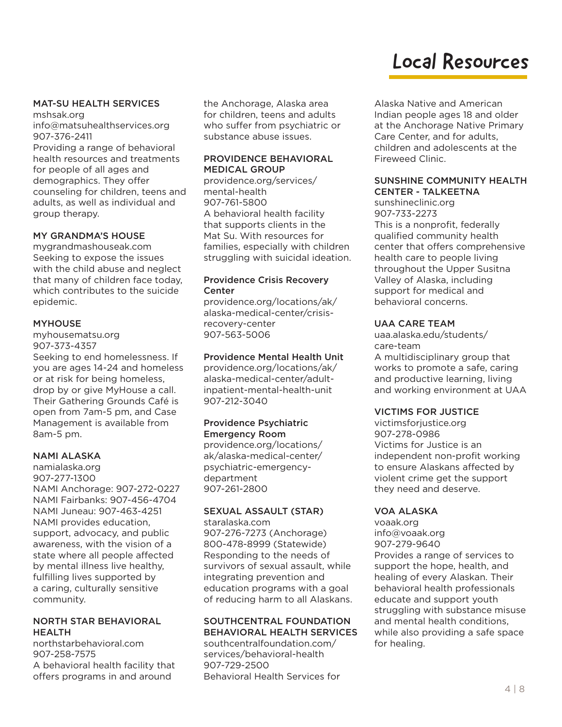# Local Resources

### MAT-SU HEALTH SERVICES

mshsak.org
info@matsuhealthservices.org
907-376-2411
Providing a range of behavioral health resources and treatments for people of all ages and demographics. They offer counseling for children, teens and adults, as well as individual and group therapy.

### MY GRANDMA'S HOUSE

mygrandmashouseak.com
Seeking to expose the issues with the child abuse and neglect that many of children face today, which contributes to the suicide epidemic.

### MYHOUSE

myhousematsu.org
907-373-4357
Seeking to end homelessness. If you are ages 14-24 and homeless or at risk for being homeless, drop by or give MyHouse a call. Their Gathering Grounds Café is open from 7am-5 pm, and Case Management is available from 8am-5 pm.

### NAMI ALASKA

namialaska.org
907-277-1300
NAMI Anchorage: 907-272-0227
NAMI Fairbanks: 907-456-4704
NAMI Juneau: 907-463-4251
NAMI provides education, support, advocacy, and public awareness, with the vision of a state where all people affected by mental illness live healthy, fulfilling lives supported by a caring, culturally sensitive community.

### NORTH STAR BEHAVIORAL HEALTH

northstarbehavioral.com
907-258-7575
A behavioral health facility that offers programs in and around the Anchorage, Alaska area for children, teens and adults who suffer from psychiatric or substance abuse issues.

### PROVIDENCE BEHAVIORAL MEDICAL GROUP

providence.org/services/mental-health
907-761-5800
A behavioral health facility that supports clients in the Mat Su. With resources for families, especially with children struggling with suicidal ideation.

### Providence Crisis Recovery Center

providence.org/locations/ak/alaska-medical-center/crisis-recovery-center
907-563-5006

### Providence Mental Health Unit

providence.org/locations/ak/alaska-medical-center/adult-inpatient-mental-health-unit
907-212-3040

### Providence Psychiatric Emergency Room

providence.org/locations/ak/alaska-medical-center/psychiatric-emergency-department
907-261-2800

### SEXUAL ASSAULT (STAR)

staralaska.com
907-276-7273 (Anchorage)
800-478-8999 (Statewide)
Responding to the needs of survivors of sexual assault, while integrating prevention and education programs with a goal of reducing harm to all Alaskans.

### SOUTHCENTRAL FOUNDATION BEHAVIORAL HEALTH SERVICES

southcentralfoundation.com/services/behavioral-health
907-729-2500
Behavioral Health Services for Alaska Native and American Indian people ages 18 and older at the Anchorage Native Primary Care Center, and for adults, children and adolescents at the Fireweed Clinic.

### SUNSHINE COMMUNITY HEALTH CENTER - TALKEETNA

sunshineclinic.org
907-733-2273
This is a nonprofit, federally qualified community health center that offers comprehensive health care to people living throughout the Upper Susitna Valley of Alaska, including support for medical and behavioral concerns.

### UAA CARE TEAM

uaa.alaska.edu/students/care-team
A multidisciplinary group that works to promote a safe, caring and productive learning, living and working environment at UAA

### VICTIMS FOR JUSTICE

victimsforjustice.org
907-278-0986
Victims for Justice is an independent non-profit working to ensure Alaskans affected by violent crime get the support they need and deserve.

### VOA ALASKA

voaak.org
info@voaak.org
907-279-9640
Provides a range of services to support the hope, health, and healing of every Alaskan. Their behavioral health professionals educate and support youth struggling with substance misuse and mental health conditions, while also providing a safe space for healing.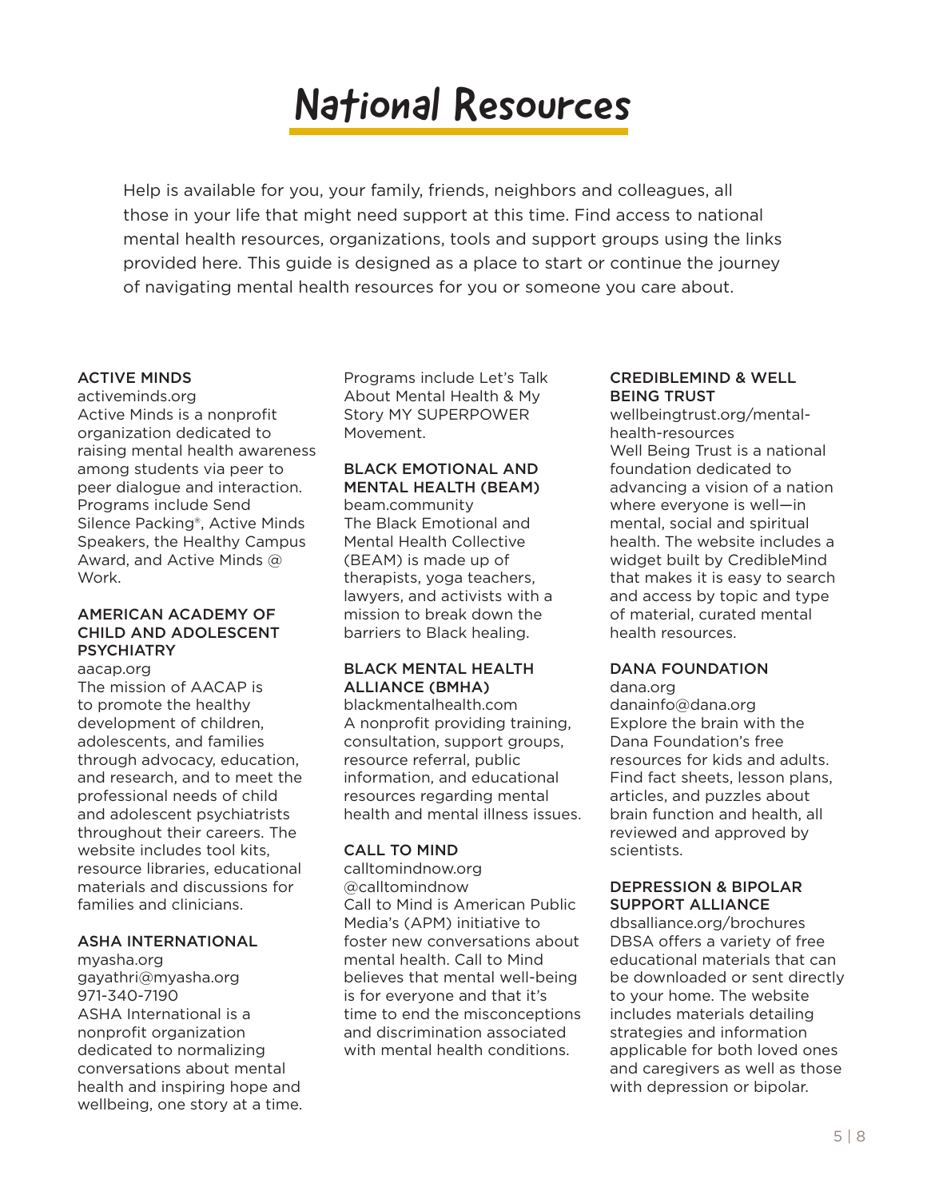# National Resources

Help is available for you, your family, friends, neighbors and colleagues, all those in your life that might need support at this time. Find access to national mental health resources, organizations, tools and support groups using the links provided here. This guide is designed as a place to start or continue the journey of navigating mental health resources for you or someone you care about.

### ACTIVE MINDS

activeminds.org

Active Minds is a nonprofit organization dedicated to raising mental health awareness among students via peer to peer dialogue and interaction. Programs include Send Silence Packing®, Active Minds Speakers, the Healthy Campus Award, and Active Minds @ Work.

### AMERICAN ACADEMY OF CHILD AND ADOLESCENT PSYCHIATRY

aacap.org

The mission of AACAP is to promote the healthy development of children, adolescents, and families through advocacy, education, and research, and to meet the professional needs of child and adolescent psychiatrists throughout their careers. The website includes tool kits, resource libraries, educational materials and discussions for families and clinicians.

### ASHA INTERNATIONAL

myasha.org

gayathri@myasha.org

971-340-7190

ASHA International is a nonprofit organization dedicated to normalizing conversations about mental health and inspiring hope and wellbeing, one story at a time. Programs include Let's Talk About Mental Health & My Story MY SUPERPOWER Movement.

### BLACK EMOTIONAL AND MENTAL HEALTH (BEAM)

beam.community

The Black Emotional and Mental Health Collective (BEAM) is made up of therapists, yoga teachers, lawyers, and activists with a mission to break down the barriers to Black healing.

### BLACK MENTAL HEALTH ALLIANCE (BMHA)

blackmentalhealth.com

A nonprofit providing training, consultation, support groups, resource referral, public information, and educational resources regarding mental health and mental illness issues.

### CALL TO MIND

calltomindnow.org

@calltomindnow

Call to Mind is American Public Media's (APM) initiative to foster new conversations about mental health. Call to Mind believes that mental well-being is for everyone and that it's time to end the misconceptions and discrimination associated with mental health conditions.

### CREDIBLEMIND & WELL BEING TRUST

wellbeingtrust.org/mental-health-resources

Well Being Trust is a national foundation dedicated to advancing a vision of a nation where everyone is well—in mental, social and spiritual health. The website includes a widget built by CredibleMind that makes it easy to search and access by topic and type of material, curated mental health resources.

### DANA FOUNDATION

dana.org

danainfo@dana.org

Explore the brain with the Dana Foundation's free resources for kids and adults. Find fact sheets, lesson plans, articles, and puzzles about brain function and health, all reviewed and approved by scientists.

### DEPRESSION & BIPOLAR SUPPORT ALLIANCE

dbsalliance.org/brochures

DBSA offers a variety of free educational materials that can be downloaded or sent directly to your home. The website includes materials detailing strategies and information applicable for both loved ones and caregivers as well as those with depression or bipolar.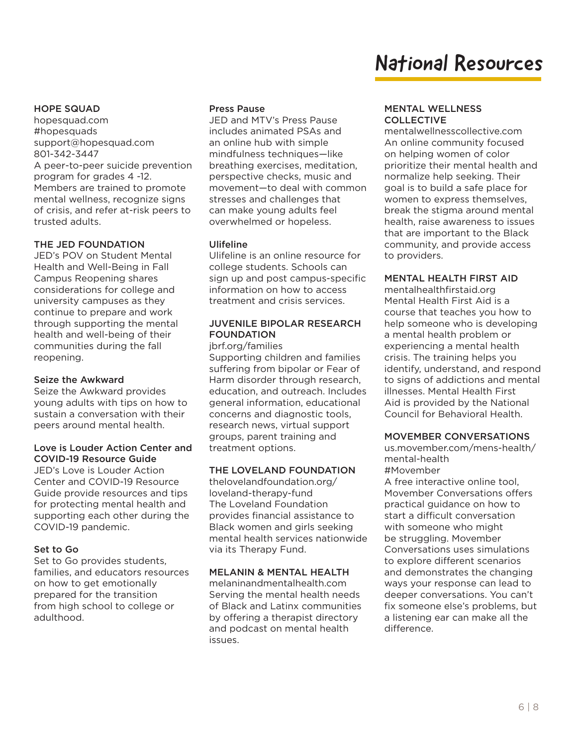# National Resources

### HOPE SQUAD

hopesquad.com
#hopesquads
support@hopesquad.com
801-342-3447
A peer-to-peer suicide prevention program for grades 4 -12. Members are trained to promote mental wellness, recognize signs of crisis, and refer at-risk peers to trusted adults.

### THE JED FOUNDATION

JED's POV on Student Mental Health and Well-Being in Fall Campus Reopening shares considerations for college and university campuses as they continue to prepare and work through supporting the mental health and well-being of their communities during the fall reopening.

### Seize the Awkward

Seize the Awkward provides young adults with tips on how to sustain a conversation with their peers around mental health.

### Love is Louder Action Center and COVID-19 Resource Guide

JED's Love is Louder Action Center and COVID-19 Resource Guide provide resources and tips for protecting mental health and supporting each other during the COVID-19 pandemic.

### Set to Go

Set to Go provides students, families, and educators resources on how to get emotionally prepared for the transition from high school to college or adulthood.

### Press Pause

JED and MTV's Press Pause includes animated PSAs and an online hub with simple mindfulness techniques—like breathing exercises, meditation, perspective checks, music and movement—to deal with common stresses and challenges that can make young adults feel overwhelmed or hopeless.

### Ulifeline

Ulifeline is an online resource for college students. Schools can sign up and post campus-specific information on how to access treatment and crisis services.

### JUVENILE BIPOLAR RESEARCH FOUNDATION

jbrf.org/families
Supporting children and families suffering from bipolar or Fear of Harm disorder through research, education, and outreach. Includes general information, educational concerns and diagnostic tools, research news, virtual support groups, parent training and treatment options.

### THE LOVELAND FOUNDATION

thelovelandfoundation.org/loveland-therapy-fund
The Loveland Foundation provides financial assistance to Black women and girls seeking mental health services nationwide via its Therapy Fund.

### MELANIN & MENTAL HEALTH

melaninandmentalhealth.com
Serving the mental health needs of Black and Latinx communities by offering a therapist directory and podcast on mental health issues.

### MENTAL WELLNESS COLLECTIVE

mentalwellnesscollective.com
An online community focused on helping women of color prioritize their mental health and normalize help seeking. Their goal is to build a safe place for women to express themselves, break the stigma around mental health, raise awareness to issues that are important to the Black community, and provide access to providers.

### MENTAL HEALTH FIRST AID

mentalhealthfirstaid.org
Mental Health First Aid is a course that teaches you how to help someone who is developing a mental health problem or experiencing a mental health crisis. The training helps you identify, understand, and respond to signs of addictions and mental illnesses. Mental Health First Aid is provided by the National Council for Behavioral Health.

### MOVEMBER CONVERSATIONS

us.movember.com/mens-health/mental-health
#Movember
A free interactive online tool, Movember Conversations offers practical guidance on how to start a difficult conversation with someone who might be struggling. Movember Conversations uses simulations to explore different scenarios and demonstrates the changing ways your response can lead to deeper conversations. You can't fix someone else's problems, but a listening ear can make all the difference.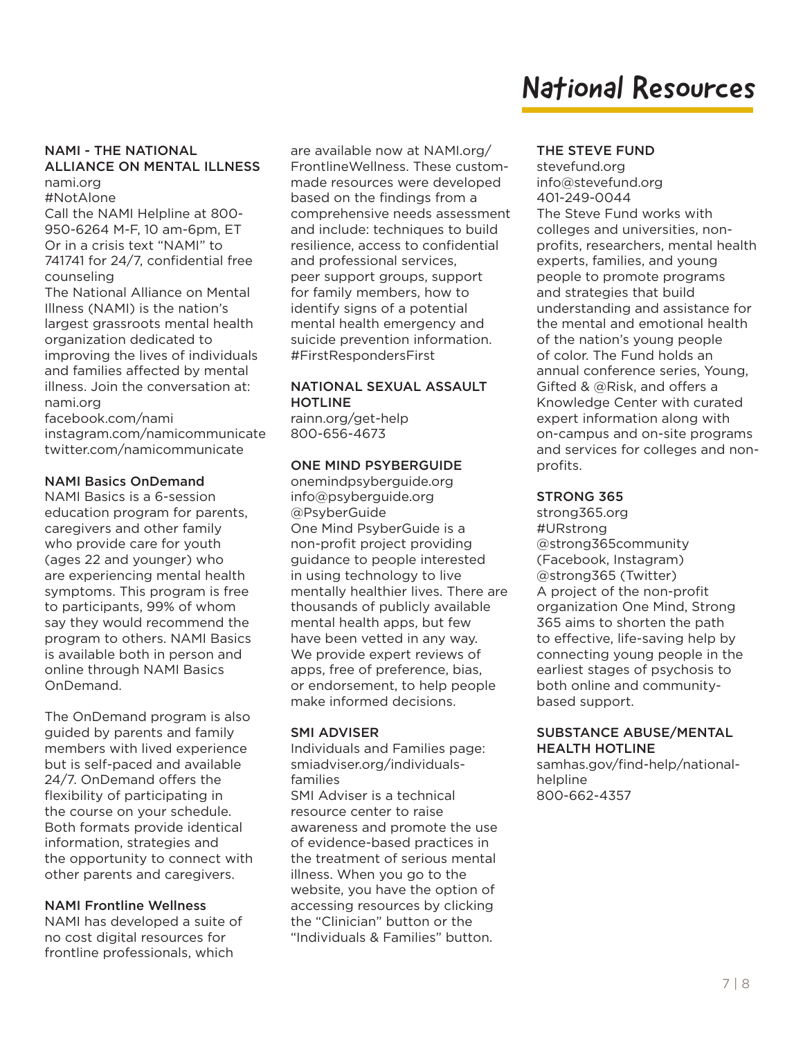# National Resources

### NAMI - THE NATIONAL ALLIANCE ON MENTAL ILLNESS

nami.org
#NotAlone
Call the NAMI Helpline at 800-950-6264 M-F, 10 am-6pm, ET
Or in a crisis text "NAMI" to 741741 for 24/7, confidential free counseling
The National Alliance on Mental Illness (NAMI) is the nation's largest grassroots mental health organization dedicated to improving the lives of individuals and families affected by mental illness. Join the conversation at:
nami.org
facebook.com/nami
instagram.com/namicommunicate
twitter.com/namicommunicate

### NAMI Basics OnDemand

NAMI Basics is a 6-session education program for parents, caregivers and other family who provide care for youth (ages 22 and younger) who are experiencing mental health symptoms. This program is free to participants, 99% of whom say they would recommend the program to others. NAMI Basics is available both in person and online through NAMI Basics OnDemand.

The OnDemand program is also guided by parents and family members with lived experience but is self-paced and available 24/7. OnDemand offers the flexibility of participating in the course on your schedule. Both formats provide identical information, strategies and the opportunity to connect with other parents and caregivers.

### NAMI Frontline Wellness

NAMI has developed a suite of no cost digital resources for frontline professionals, which are available now at NAMI.org/FrontlineWellness. These custom-made resources were developed based on the findings from a comprehensive needs assessment and include: techniques to build resilience, access to confidential and professional services, peer support groups, support for family members, how to identify signs of a potential mental health emergency and suicide prevention information.
#FirstRespondersFirst

### NATIONAL SEXUAL ASSAULT HOTLINE

rainn.org/get-help
800-656-4673

### ONE MIND PSYBERGUIDE

onemindpsyberguide.org
info@psyberguide.org
@PsyberGuide
One Mind PsyberGuide is a non-profit project providing guidance to people interested in using technology to live mentally healthier lives. There are thousands of publicly available mental health apps, but few have been vetted in any way. We provide expert reviews of apps, free of preference, bias, or endorsement, to help people make informed decisions.

### SMI ADVISER

Individuals and Families page:
smiadviser.org/individuals-families
SMI Adviser is a technical resource center to raise awareness and promote the use of evidence-based practices in the treatment of serious mental illness. When you go to the website, you have the option of accessing resources by clicking the "Clinician" button or the "Individuals & Families" button.

### THE STEVE FUND

stevefund.org
info@stevefund.org
401-249-0044
The Steve Fund works with colleges and universities, non-profits, researchers, mental health experts, families, and young people to promote programs and strategies that build understanding and assistance for the mental and emotional health of the nation's young people of color. The Fund holds an annual conference series, Young, Gifted & @Risk, and offers a Knowledge Center with curated expert information along with on-campus and on-site programs and services for colleges and non-profits.

### STRONG 365

strong365.org
#URstrong
@strong365community (Facebook, Instagram)
@strong365 (Twitter)
A project of the non-profit organization One Mind, Strong 365 aims to shorten the path to effective, life-saving help by connecting young people in the earliest stages of psychosis to both online and community-based support.

### SUBSTANCE ABUSE/MENTAL HEALTH HOTLINE

samhas.gov/find-help/national-helpline
800-662-4357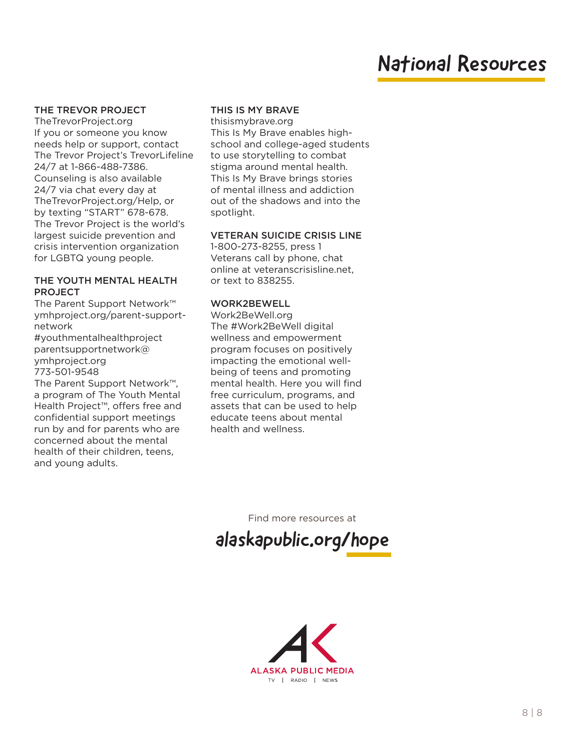# National Resources

### THE TREVOR PROJECT

TheTrevorProject.org
If you or someone you know needs help or support, contact The Trevor Project's TrevorLifeline 24/7 at 1-866-488-7386. Counseling is also available 24/7 via chat every day at TheTrevorProject.org/Help, or by texting "START" 678-678. The Trevor Project is the world's largest suicide prevention and crisis intervention organization for LGBTQ young people.

### THE YOUTH MENTAL HEALTH PROJECT

The Parent Support Network™
ymhproject.org/parent-support-network
#youthmentalhealthproject
parentsupportnetwork@ymhproject.org
773-501-9548
The Parent Support Network™, a program of The Youth Mental Health Project™, offers free and confidential support meetings run by and for parents who are concerned about the mental health of their children, teens, and young adults.

### THIS IS MY BRAVE

thisismybrave.org
This Is My Brave enables high-school and college-aged students to use storytelling to combat stigma around mental health. This Is My Brave brings stories of mental illness and addiction out of the shadows and into the spotlight.

### VETERAN SUICIDE CRISIS LINE

1-800-273-8255, press 1
Veterans call by phone, chat online at veteranscrisisline.net, or text to 838255.

### WORK2BEWELL

Work2BeWell.org
The #Work2BeWell digital wellness and empowerment program focuses on positively impacting the emotional well-being of teens and promoting mental health. Here you will find free curriculum, programs, and assets that can be used to help educate teens about mental health and wellness.

Find more resources at

**alaskapublic.org/hope**

ALASKA PUBLIC MEDIA
TV | RADIO | NEWS